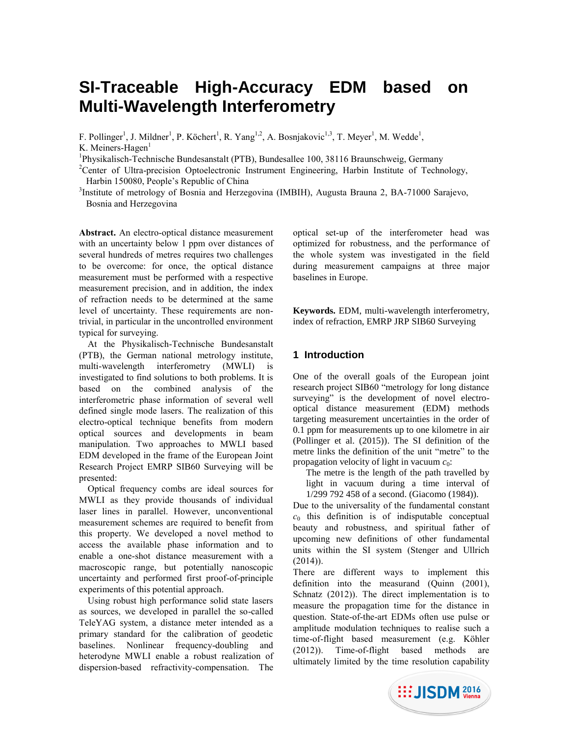# SI-Traceable High-Accuracy EDM based on Multi-Wavelength Interferometry

F. Pollinger[1], J. Mildner[1], P. Köchert[1], R. Yang[1,2], A. Bosnjakovic[1,3], T. Meyer[1], M. Wedde[1], K. Meiners-Hagen[1]

[1]Physikalisch-Technische Bundesanstalt (PTB), Bundesallee 100, 38116 Braunschweig, Germany

[2]Center of Ultra-precision Optoelectronic Instrument Engineering, Harbin Institute of Technology, Harbin 150080, People's Republic of China

[3]Institute of metrology of Bosnia and Herzegovina (IMBIH), Augusta Brauna 2, BA-71000 Sarajevo, Bosnia and Herzegovina

**Abstract.** An electro-optical distance measurement with an uncertainty below 1 ppm over distances of several hundreds of metres requires two challenges to be overcome: for once, the optical distance measurement must be performed with a respective measurement precision, and in addition, the index of refraction needs to be determined at the same level of uncertainty. These requirements are non-trivial, in particular in the uncontrolled environment typical for surveying.

At the Physikalisch-Technische Bundesanstalt (PTB), the German national metrology institute, multi-wavelength interferometry (MWLI) is investigated to find solutions to both problems. It is based on the combined analysis of the interferometric phase information of several well defined single mode lasers. The realization of this electro-optical technique benefits from modern optical sources and developments in beam manipulation. Two approaches to MWLI based EDM developed in the frame of the European Joint Research Project EMRP SIB60 Surveying will be presented:

Optical frequency combs are ideal sources for MWLI as they provide thousands of individual laser lines in parallel. However, unconventional measurement schemes are required to benefit from this property. We developed a novel method to access the available phase information and to enable a one-shot distance measurement with a macroscopic range, but potentially nanoscopic uncertainty and performed first proof-of-principle experiments of this potential approach.

Using robust high performance solid state lasers as sources, we developed in parallel the so-called TeleYAG system, a distance meter intended as a primary standard for the calibration of geodetic baselines. Nonlinear frequency-doubling and heterodyne MWLI enable a robust realization of dispersion-based refractivity-compensation. The optical set-up of the interferometer head was optimized for robustness, and the performance of the whole system was investigated in the field during measurement campaigns at three major baselines in Europe.

**Keywords.** EDM, multi-wavelength interferometry, index of refraction, EMRP JRP SIB60 Surveying

## 1 Introduction

One of the overall goals of the European joint research project SIB60 "metrology for long distance surveying" is the development of novel electro-optical distance measurement (EDM) methods targeting measurement uncertainties in the order of 0.1 ppm for measurements up to one kilometre in air (Pollinger et al. (2015)). The SI definition of the metre links the definition of the unit "metre" to the propagation velocity of light in vacuum $c_0$:

> The metre is the length of the path travelled by light in vacuum during a time interval of 1/299 792 458 of a second. (Giacomo (1984)).

Due to the universality of the fundamental constant $c_0$ this definition is of indisputable conceptual beauty and robustness, and spiritual father of upcoming new definitions of other fundamental units within the SI system (Stenger and Ullrich (2014)).

There are different ways to implement this definition into the measurand (Quinn (2001), Schnatz (2012)). The direct implementation is to measure the propagation time for the distance in question. State-of-the-art EDMs often use pulse or amplitude modulation techniques to realise such a time-of-flight based measurement (e.g. Köhler (2012)). Time-of-flight based methods are ultimately limited by the time resolution capability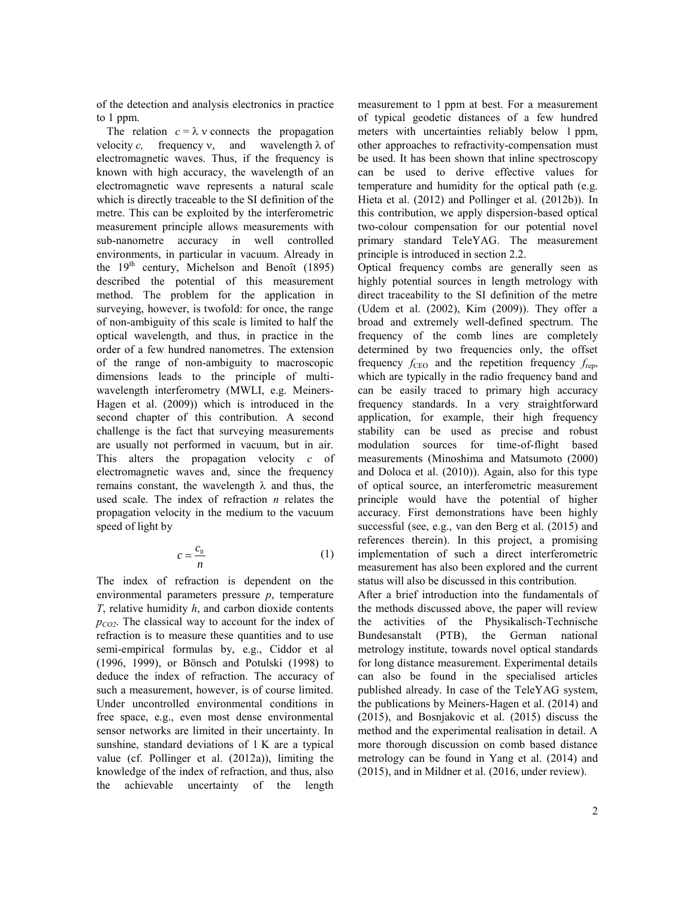of the detection and analysis electronics in practice to 1 ppm.

The relation $c = \lambda\,\nu$ connects the propagation velocity $c$, frequency $\nu$, and wavelength $\lambda$ of electromagnetic waves. Thus, if the frequency is known with high accuracy, the wavelength of an electromagnetic wave represents a natural scale which is directly traceable to the SI definition of the metre. This can be exploited by the interferometric measurement principle allows measurements with sub-nanometre accuracy in well controlled environments, in particular in vacuum. Already in the 19th century, Michelson and Benoît (1895) described the potential of this measurement method. The problem for the application in surveying, however, is twofold: for once, the range of non-ambiguity of this scale is limited to half the optical wavelength, and thus, in practice in the order of a few hundred nanometres. The extension of the range of non-ambiguity to macroscopic dimensions leads to the principle of multi-wavelength interferometry (MWLI, e.g. Meiners-Hagen et al. (2009)) which is introduced in the second chapter of this contribution. A second challenge is the fact that surveying measurements are usually not performed in vacuum, but in air. This alters the propagation velocity $c$ of electromagnetic waves and, since the frequency remains constant, the wavelength $\lambda$ and thus, the used scale. The index of refraction $n$ relates the propagation velocity in the medium to the vacuum speed of light by

$$c = \frac{c_0}{n} \qquad (1)$$

The index of refraction is dependent on the environmental parameters pressure $p$, temperature $T$, relative humidity $h$, and carbon dioxide contents $p_{CO2}$. The classical way to account for the index of refraction is to measure these quantities and to use semi-empirical formulas by, e.g., Ciddor et al (1996, 1999), or Bönsch and Potulski (1998) to deduce the index of refraction. The accuracy of such a measurement, however, is of course limited. Under uncontrolled environmental conditions in free space, e.g., even most dense environmental sensor networks are limited in their uncertainty. In sunshine, standard deviations of 1 K are a typical value (cf. Pollinger et al. (2012a)), limiting the knowledge of the index of refraction, and thus, also the achievable uncertainty of the length measurement to 1 ppm at best. For a measurement of typical geodetic distances of a few hundred meters with uncertainties reliably below 1 ppm, other approaches to refractivity-compensation must be used. It has been shown that inline spectroscopy can be used to derive effective values for temperature and humidity for the optical path (e.g. Hieta et al. (2012) and Pollinger et al. (2012b)). In this contribution, we apply dispersion-based optical two-colour compensation for our potential novel primary standard TeleYAG. The measurement principle is introduced in section 2.2.

Optical frequency combs are generally seen as highly potential sources in length metrology with direct traceability to the SI definition of the metre (Udem et al. (2002), Kim (2009)). They offer a broad and extremely well-defined spectrum. The frequency of the comb lines are completely determined by two frequencies only, the offset frequency $f_{\mathrm{CEO}}$ and the repetition frequency $f_{\mathrm{rep}}$, which are typically in the radio frequency band and can be easily traced to primary high accuracy frequency standards. In a very straightforward application, for example, their high frequency stability can be used as precise and robust modulation sources for time-of-flight based measurements (Minoshima and Matsumoto (2000) and Doloca et al. (2010)). Again, also for this type of optical source, an interferometric measurement principle would have the potential of higher accuracy. First demonstrations have been highly successful (see, e.g., van den Berg et al. (2015) and references therein). In this project, a promising implementation of such a direct interferometric measurement has also been explored and the current status will also be discussed in this contribution.

After a brief introduction into the fundamentals of the methods discussed above, the paper will review the activities of the Physikalisch-Technische Bundesanstalt (PTB), the German national metrology institute, towards novel optical standards for long distance measurement. Experimental details can also be found in the specialised articles published already. In case of the TeleYAG system, the publications by Meiners-Hagen et al. (2014) and (2015), and Bosnjakovic et al. (2015) discuss the method and the experimental realisation in detail. A more thorough discussion on comb based distance metrology can be found in Yang et al. (2014) and (2015), and in Mildner et al. (2016, under review).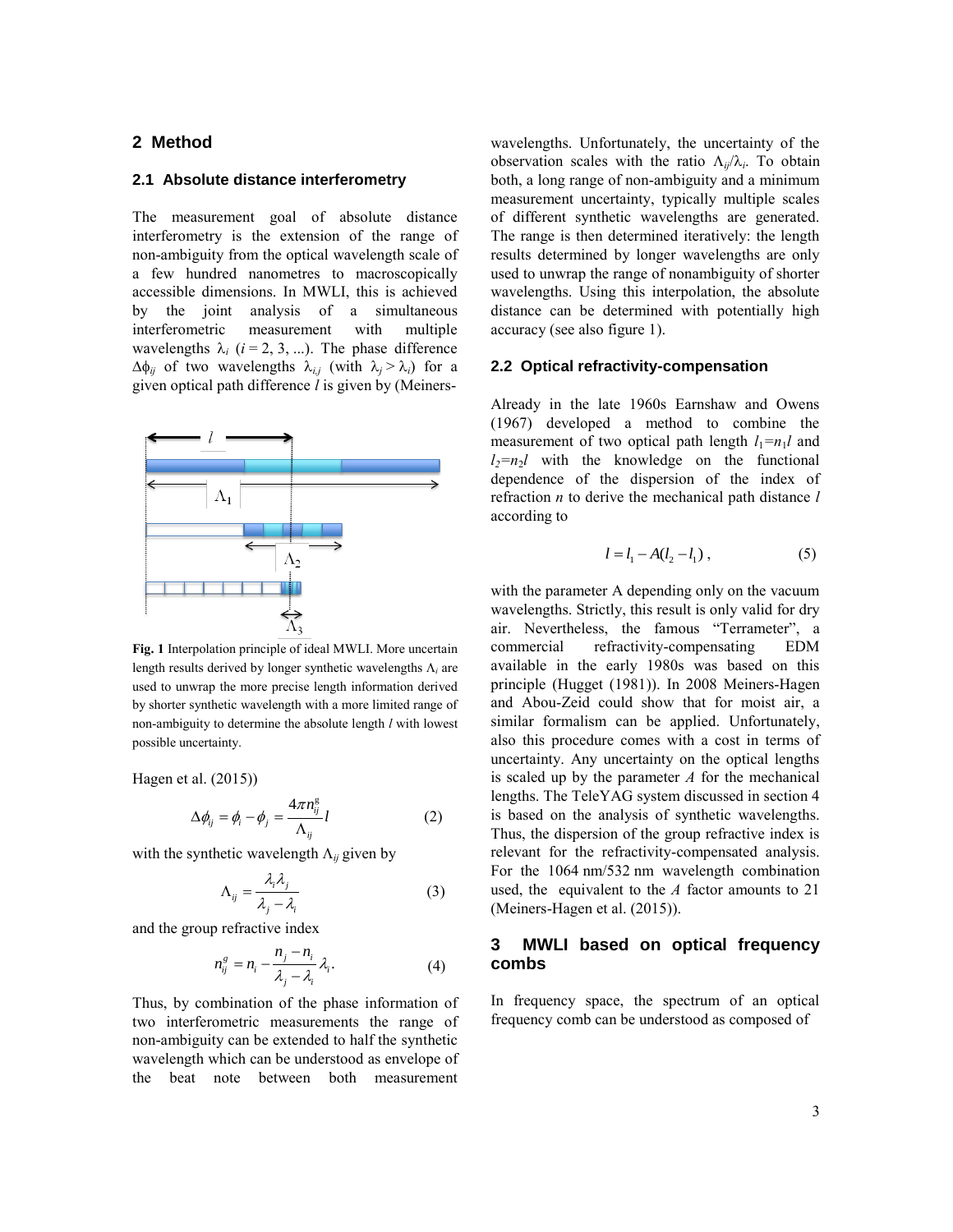## 2 Method

### 2.1 Absolute distance interferometry

The measurement goal of absolute distance interferometry is the extension of the range of non-ambiguity from the optical wavelength scale of a few hundred nanometres to macroscopically accessible dimensions. In MWLI, this is achieved by the joint analysis of a simultaneous interferometric measurement with multiple wavelengths $\lambda_i$ ($i = 2, 3, ...$). The phase difference $\Delta\phi_{ij}$ of two wavelengths $\lambda_{i,j}$ (with $\lambda_j > \lambda_i$) for a given optical path difference $l$ is given by (Meiners-Hagen et al. (2015))

**Fig. 1** Interpolation principle of ideal MWLI. More uncertain length results derived by longer synthetic wavelengths $\Lambda_i$ are used to unwrap the more precise length information derived by shorter synthetic wavelength with a more limited range of non-ambiguity to determine the absolute length $l$ with lowest possible uncertainty.

$$\Delta\phi_{ij} = \phi_i - \phi_j = \frac{4\pi n_{ij}^{g}}{\Lambda_{ij}} l \qquad (2)$$

with the synthetic wavelength $\Lambda_{ij}$ given by

$$\Lambda_{ij} = \frac{\lambda_i \lambda_j}{\lambda_j - \lambda_i} \qquad (3)$$

and the group refractive index

$$n_{ij}^{g} = n_i - \frac{n_j - n_i}{\lambda_j - \lambda_i} \lambda_i . \qquad (4)$$

Thus, by combination of the phase information of two interferometric measurements the range of non-ambiguity can be extended to half the synthetic wavelength which can be understood as envelope of the beat note between both measurement wavelengths. Unfortunately, the uncertainty of the observation scales with the ratio $\Lambda_{ij}/\lambda_i$. To obtain both, a long range of non-ambiguity and a minimum measurement uncertainty, typically multiple scales of different synthetic wavelengths are generated. The range is then determined iteratively: the length results determined by longer wavelengths are only used to unwrap the range of nonambiguity of shorter wavelengths. Using this interpolation, the absolute distance can be determined with potentially high accuracy (see also figure 1).

### 2.2 Optical refractivity-compensation

Already in the late 1960s Earnshaw and Owens (1967) developed a method to combine the measurement of two optical path length $l_1 = n_1 l$ and $l_2 = n_2 l$ with the knowledge on the functional dependence of the dispersion of the index of refraction $n$ to derive the mechanical path distance $l$ according to

$$l = l_1 - A(l_2 - l_1) , \qquad (5)$$

with the parameter A depending only on the vacuum wavelengths. Strictly, this result is only valid for dry air. Nevertheless, the famous "Terrameter", a commercial refractivity-compensating EDM available in the early 1980s was based on this principle (Hugget (1981)). In 2008 Meiners-Hagen and Abou-Zeid could show that for moist air, a similar formalism can be applied. Unfortunately, also this procedure comes with a cost in terms of uncertainty. Any uncertainty on the optical lengths is scaled up by the parameter $A$ for the mechanical lengths. The TeleYAG system discussed in section 4 is based on the analysis of synthetic wavelengths. Thus, the dispersion of the group refractive index is relevant for the refractivity-compensated analysis. For the 1064 nm/532 nm wavelength combination used, the equivalent to the $A$ factor amounts to 21 (Meiners-Hagen et al. (2015)).

## 3 MWLI based on optical frequency combs

In frequency space, the spectrum of an optical frequency comb can be understood as composed of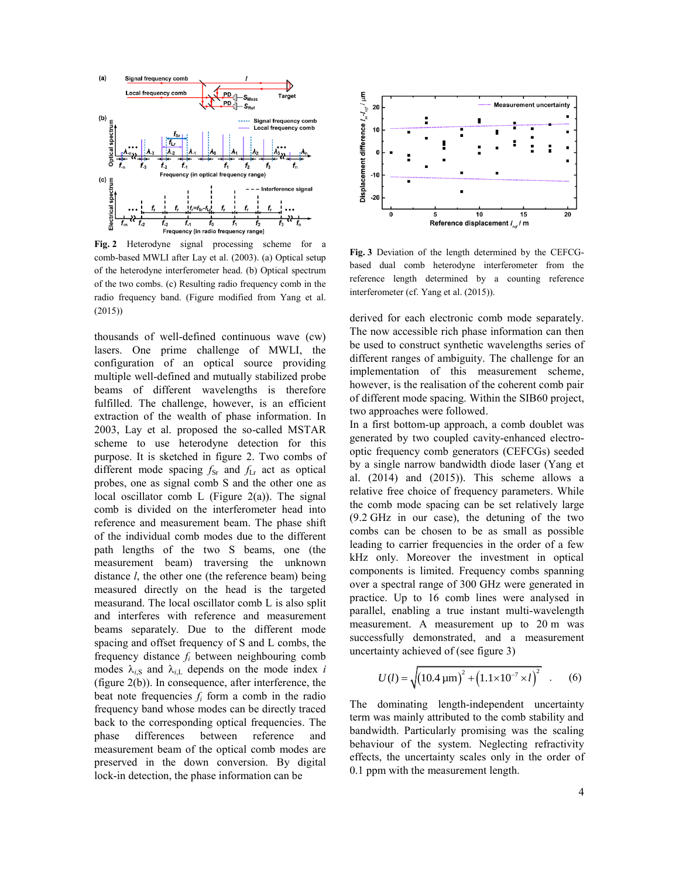**Fig. 2** Heterodyne signal processing scheme for a comb-based MWLI after Lay et al. (2003). (a) Optical setup of the heterodyne interferometer head. (b) Optical spectrum of the two combs. (c) Resulting radio frequency comb in the radio frequency band. (Figure modified from Yang et al. (2015))

thousands of well-defined continuous wave (cw) lasers. One prime challenge of MWLI, the configuration of an optical source providing multiple well-defined and mutually stabilized probe beams of different wavelengths is therefore fulfilled. The challenge, however, is an efficient extraction of the wealth of phase information. In 2003, Lay et al. proposed the so-called MSTAR scheme to use heterodyne detection for this purpose. It is sketched in figure 2. Two combs of different mode spacing $f_{\mathrm{Sr}}$ and $f_{\mathrm{Lr}}$ act as optical probes, one as signal comb S and the other one as local oscillator comb L (Figure 2(a)). The signal comb is divided on the interferometer head into reference and measurement beam. The phase shift of the individual comb modes due to the different path lengths of the two S beams, one (the measurement beam) traversing the unknown distance $l$, the other one (the reference beam) being measured directly on the head is the targeted measurand. The local oscillator comb L is also split and interferes with reference and measurement beams separately. Due to the different mode spacing and offset frequency of S and L combs, the frequency distance $f_i$ between neighbouring comb modes $\lambda_{i,\mathrm{S}}$ and $\lambda_{i,\mathrm{L}}$ depends on the mode index $i$ (figure 2(b)). In consequence, after interference, the beat note frequencies $f_i$ form a comb in the radio frequency band whose modes can be directly traced back to the corresponding optical frequencies. The phase differences between reference and measurement beam of the optical comb modes are preserved in the down conversion. By digital lock-in detection, the phase information can be derived for each electronic comb mode separately. The now accessible rich phase information can then be used to construct synthetic wavelengths series of different ranges of ambiguity. The challenge for an implementation of this measurement scheme, however, is the realisation of the coherent comb pair of different mode spacing. Within the SIB60 project, two approaches were followed.

**Fig. 3** Deviation of the length determined by the CEFCG-based dual comb heterodyne interferometer from the reference length determined by a counting reference interferometer (cf. Yang et al. (2015)).

In a first bottom-up approach, a comb doublet was generated by two coupled cavity-enhanced electro-optic frequency comb generators (CEFCGs) seeded by a single narrow bandwidth diode laser (Yang et al. (2014) and (2015)). This scheme allows a relative free choice of frequency parameters. While the comb mode spacing can be set relatively large (9.2 GHz in our case), the detuning of the two combs can be chosen to be as small as possible leading to carrier frequencies in the order of a few kHz only. Moreover the investment in optical components is limited. Frequency combs spanning over a spectral range of 300 GHz were generated in practice. Up to 16 comb lines were analysed in parallel, enabling a true instant multi-wavelength measurement. A measurement up to 20 m was successfully demonstrated, and a measurement uncertainty achieved of (see figure 3)

$$U(l) = \sqrt{(10.4\ \mu\mathrm{m})^2 + \left(1.1\times10^{-7}\times l\right)^2} \quad . \qquad (6)$$

The dominating length-independent uncertainty term was mainly attributed to the comb stability and bandwidth. Particularly promising was the scaling behaviour of the system. Neglecting refractivity effects, the uncertainty scales only in the order of 0.1 ppm with the measurement length.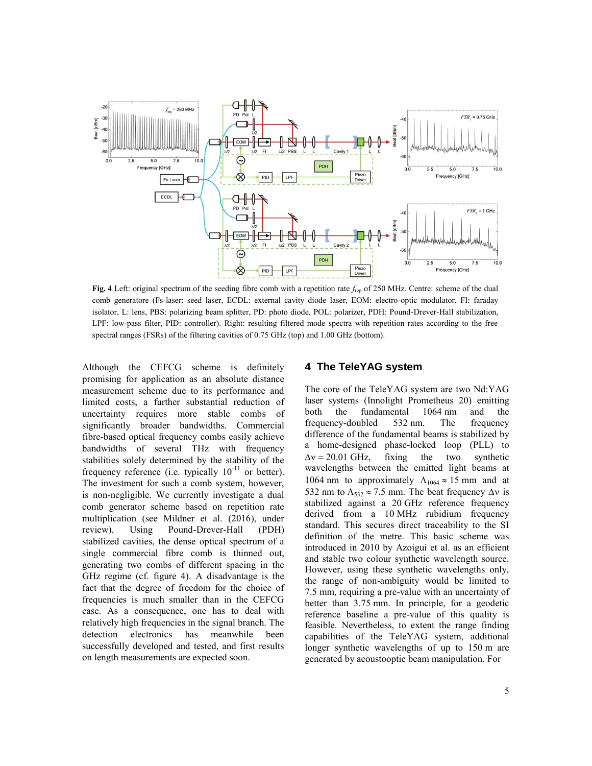**Fig. 4** Left: original spectrum of the seeding fibre comb with a repetition rate $f_{rep}$ of 250 MHz. Centre: scheme of the dual comb generatore (Fs-laser: seed laser, ECDL: external cavity diode laser, EOM: electro-optic modulator, FI: faraday isolator, L: lens, PBS: polarizing beam splitter, PD: photo diode, POL: polarizer, PDH: Pound-Drever-Hall stabilization, LPF: low-pass filter, PID: controller). Right: resulting filtered mode spectra with repetition rates according to the free spectral ranges (FSRs) of the filtering cavities of 0.75 GHz (top) and 1.00 GHz (bottom).

Although the CEFCG scheme is definitely promising for application as an absolute distance measurement scheme due to its performance and limited costs, a further substantial reduction of uncertainty requires more stable combs of significantly broader bandwidths. Commercial fibre-based optical frequency combs easily achieve bandwidths of several THz with frequency stabilities solely determined by the stability of the frequency reference (i.e. typically $10^{-11}$ or better). The investment for such a comb system, however, is non-negligible. We currently investigate a dual comb generator scheme based on repetition rate multiplication (see Mildner et al. (2016), under review). Using Pound-Drever-Hall (PDH) stabilized cavities, the dense optical spectrum of a single commercial fibre comb is thinned out, generating two combs of different spacing in the GHz regime (cf. figure 4). A disadvantage is the fact that the degree of freedom for the choice of frequencies is much smaller than in the CEFCG case. As a consequence, one has to deal with relatively high frequencies in the signal branch. The detection electronics has meanwhile been successfully developed and tested, and first results on length measurements are expected soon.

## 4 The TeleYAG system

The core of the TeleYAG system are two Nd:YAG laser systems (Innolight Prometheus 20) emitting both the fundamental 1064 nm and the frequency-doubled 532 nm. The frequency difference of the fundamental beams is stabilized by a home-designed phase-locked loop (PLL) to $\Delta\nu = 20.01$ GHz, fixing the two synthetic wavelengths between the emitted light beams at 1064 nm to approximately $\Lambda_{1064} \approx 15$ mm and at 532 nm to $\Lambda_{532} \approx 7.5$ mm. The beat frequency $\Delta\nu$ is stabilized against a 20 GHz reference frequency derived from a 10 MHz rubidium frequency standard. This secures direct traceability to the SI definition of the metre. This basic scheme was introduced in 2010 by Azoigui et al. as an efficient and stable two colour synthetic wavelength source. However, using these synthetic wavelengths only, the range of non-ambiguity would be limited to 7.5 mm, requiring a pre-value with an uncertainty of better than 3.75 mm. In principle, for a geodetic reference baseline a pre-value of this quality is feasible. Nevertheless, to extent the range finding capabilities of the TeleYAG system, additional longer synthetic wavelengths of up to 150 m are generated by acoustooptic beam manipulation. For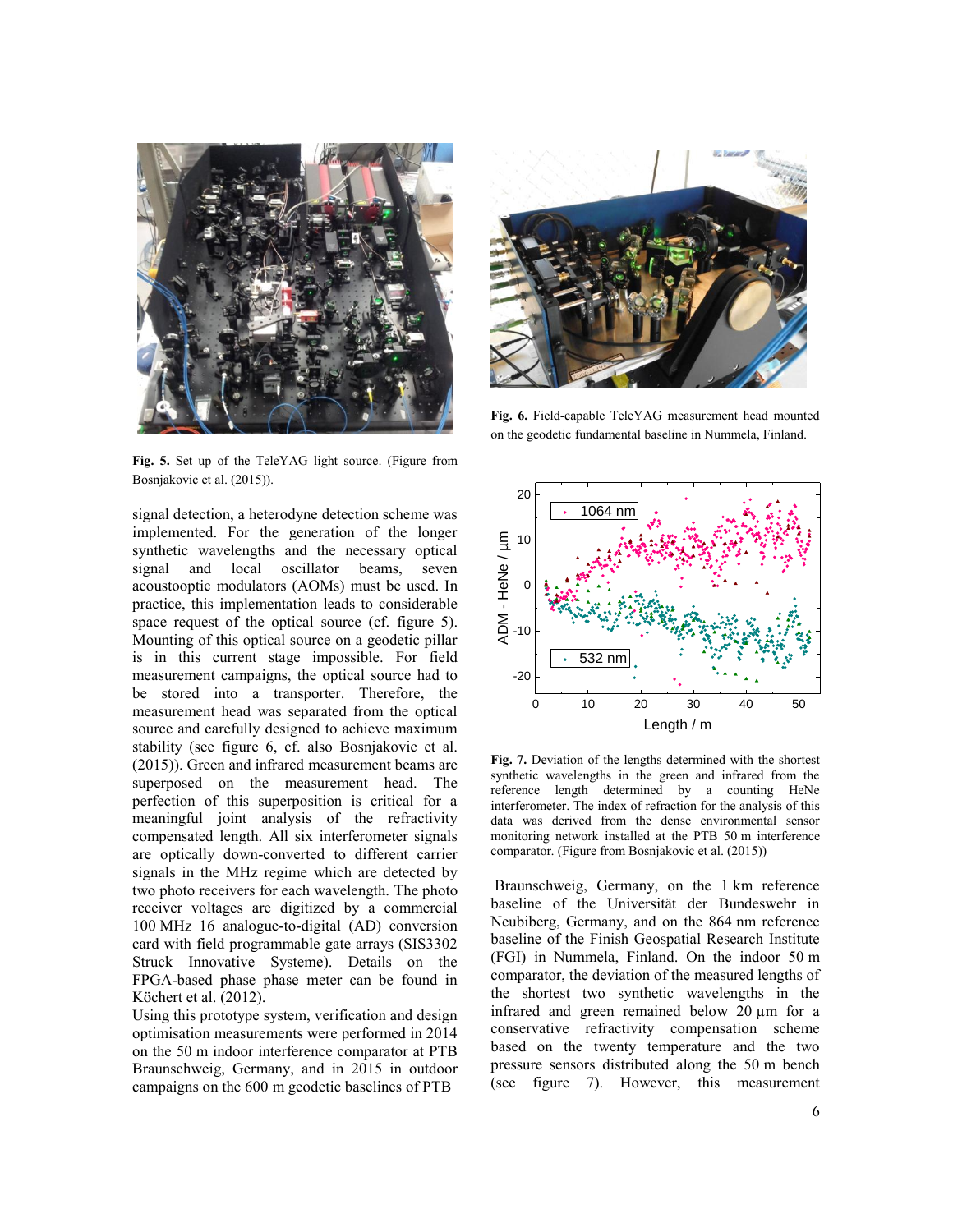Fig. 5. Set up of the TeleYAG light source. (Figure from Bosnjakovic et al. (2015)).

signal detection, a heterodyne detection scheme was implemented. For the generation of the longer synthetic wavelengths and the necessary optical signal and local oscillator beams, seven acoustooptic modulators (AOMs) must be used. In practice, this implementation leads to considerable space request of the optical source (cf. figure 5). Mounting of this optical source on a geodetic pillar is in this current stage impossible. For field measurement campaigns, the optical source had to be stored into a transporter. Therefore, the measurement head was separated from the optical source and carefully designed to achieve maximum stability (see figure 6, cf. also Bosnjakovic et al. (2015)). Green and infrared measurement beams are superposed on the measurement head. The perfection of this superposition is critical for a meaningful joint analysis of the refractivity compensated length. All six interferometer signals are optically down-converted to different carrier signals in the MHz regime which are detected by two photo receivers for each wavelength. The photo receiver voltages are digitized by a commercial 100 MHz 16 analogue-to-digital (AD) conversion card with field programmable gate arrays (SIS3302 Struck Innovative Systeme). Details on the FPGA-based phase phase meter can be found in Köchert et al. (2012).

Using this prototype system, verification and design optimisation measurements were performed in 2014 on the 50 m indoor interference comparator at PTB Braunschweig, Germany, and in 2015 in outdoor campaigns on the 600 m geodetic baselines of PTB Braunschweig, Germany, on the 1 km reference baseline of the Universität der Bundeswehr in Neubiberg, Germany, and on the 864 nm reference baseline of the Finish Geospatial Research Institute (FGI) in Nummela, Finland. On the indoor 50 m comparator, the deviation of the measured lengths of the shortest two synthetic wavelengths in the infrared and green remained below 20 µm for a conservative refractivity compensation scheme based on the twenty temperature and the two pressure sensors distributed along the 50 m bench (see figure 7). However, this measurement

Fig. 6. Field-capable TeleYAG measurement head mounted on the geodetic fundamental baseline in Nummela, Finland.

Fig. 7. Deviation of the lengths determined with the shortest synthetic wavelengths in the green and infrared from the reference length determined by a counting HeNe interferometer. The index of refraction for the analysis of this data was derived from the dense environmental sensor monitoring network installed at the PTB 50 m interference comparator. (Figure from Bosnjakovic et al. (2015))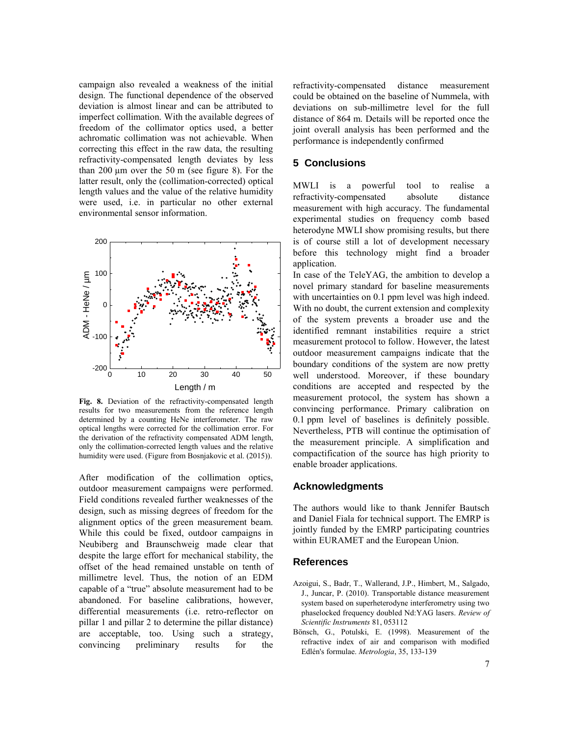campaign also revealed a weakness of the initial design. The functional dependence of the observed deviation is almost linear and can be attributed to imperfect collimation. With the available degrees of freedom of the collimator optics used, a better achromatic collimation was not achievable. When correcting this effect in the raw data, the resulting refractivity-compensated length deviates by less than 200 µm over the 50 m (see figure 8). For the latter result, only the (collimation-corrected) optical length values and the value of the relative humidity were used, i.e. in particular no other external environmental sensor information.

**Fig. 8.** Deviation of the refractivity-compensated length results for two measurements from the reference length determined by a counting HeNe interferometer. The raw optical lengths were corrected for the collimation error. For the derivation of the refractivity compensated ADM length, only the collimation-corrected length values and the relative humidity were used. (Figure from Bosnjakovic et al. (2015)).

After modification of the collimation optics, outdoor measurement campaigns were performed. Field conditions revealed further weaknesses of the design, such as missing degrees of freedom for the alignment optics of the green measurement beam. While this could be fixed, outdoor campaigns in Neubiberg and Braunschweig made clear that despite the large effort for mechanical stability, the offset of the head remained unstable on tenth of millimetre level. Thus, the notion of an EDM capable of a "true" absolute measurement had to be abandoned. For baseline calibrations, however, differential measurements (i.e. retro-reflector on pillar 1 and pillar 2 to determine the pillar distance) are acceptable, too. Using such a strategy, convincing preliminary results for the refractivity-compensated distance measurement could be obtained on the baseline of Nummela, with deviations on sub-millimetre level for the full distance of 864 m. Details will be reported once the joint overall analysis has been performed and the performance is independently confirmed

## 5 Conclusions

MWLI is a powerful tool to realise a refractivity-compensated absolute distance measurement with high accuracy. The fundamental experimental studies on frequency comb based heterodyne MWLI show promising results, but there is of course still a lot of development necessary before this technology might find a broader application.

In case of the TeleYAG, the ambition to develop a novel primary standard for baseline measurements with uncertainties on 0.1 ppm level was high indeed. With no doubt, the current extension and complexity of the system prevents a broader use and the identified remnant instabilities require a strict measurement protocol to follow. However, the latest outdoor measurement campaigns indicate that the boundary conditions of the system are now pretty well understood. Moreover, if these boundary conditions are accepted and respected by the measurement protocol, the system has shown a convincing performance. Primary calibration on 0.1 ppm level of baselines is definitely possible. Nevertheless, PTB will continue the optimisation of the measurement principle. A simplification and compactification of the source has high priority to enable broader applications.

## Acknowledgments

The authors would like to thank Jennifer Bautsch and Daniel Fiala for technical support. The EMRP is jointly funded by the EMRP participating countries within EURAMET and the European Union.

## References

Azoigui, S., Badr, T., Wallerand, J.P., Himbert, M., Salgado, J., Juncar, P. (2010). Transportable distance measurement system based on superheterodyne interferometry using two phaselocked frequency doubled Nd:YAG lasers. *Review of Scientific Instruments* 81, 053112

Bönsch, G., Potulski, E. (1998). Measurement of the refractive index of air and comparison with modified Edlén's formulae. *Metrologia*, 35, 133-139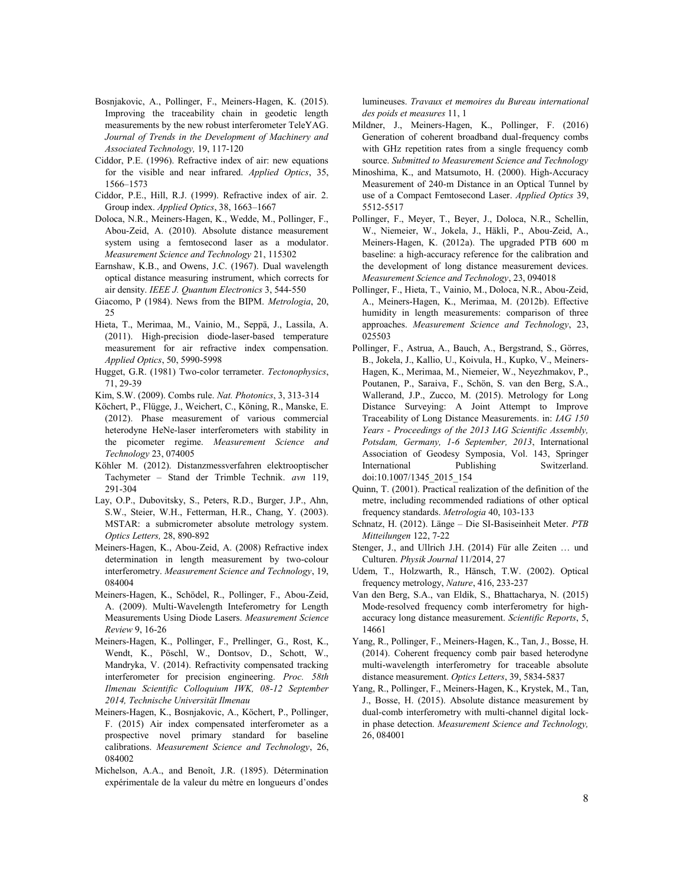Bosnjakovic, A., Pollinger, F., Meiners-Hagen, K. (2015). Improving the traceability chain in geodetic length measurements by the new robust interferometer TeleYAG. *Journal of Trends in the Development of Machinery and Associated Technology,* 19, 117-120

Ciddor, P.E. (1996). Refractive index of air: new equations for the visible and near infrared. *Applied Optics*, 35, 1566–1573

Ciddor, P.E., Hill, R.J. (1999). Refractive index of air. 2. Group index. *Applied Optics*, 38, 1663–1667

Doloca, N.R., Meiners-Hagen, K., Wedde, M., Pollinger, F., Abou-Zeid, A. (2010). Absolute distance measurement system using a femtosecond laser as a modulator. *Measurement Science and Technology* 21, 115302

Earnshaw, K.B., and Owens, J.C. (1967). Dual wavelength optical distance measuring instrument, which corrects for air density. *IEEE J. Quantum Electronics* 3, 544-550

Giacomo, P (1984). News from the BIPM. *Metrologia*, 20, 25

Hieta, T., Merimaa, M., Vainio, M., Seppä, J., Lassila, A. (2011). High-precision diode-laser-based temperature measurement for air refractive index compensation. *Applied Optics*, 50, 5990-5998

Hugget, G.R. (1981) Two-color terrameter. *Tectonophysics*, 71, 29-39

Kim, S.W. (2009). Combs rule. *Nat. Photonics*, 3, 313-314

Köchert, P., Flügge, J., Weichert, C., Köning, R., Manske, E. (2012). Phase measurement of various commercial heterodyne HeNe-laser interferometers with stability in the picometer regime. *Measurement Science and Technology* 23, 074005

Köhler M. (2012). Distanzmessverfahren elektrooptischer Tachymeter – Stand der Trimble Technik. *avn* 119, 291-304

Lay, O.P., Dubovitsky, S., Peters, R.D., Burger, J.P., Ahn, S.W., Steier, W.H., Fetterman, H.R., Chang, Y. (2003). MSTAR: a submicrometer absolute metrology system. *Optics Letters,* 28, 890-892

Meiners-Hagen, K., Abou-Zeid, A. (2008) Refractive index determination in length measurement by two-colour interferometry. *Measurement Science and Technology*, 19, 084004

Meiners-Hagen, K., Schödel, R., Pollinger, F., Abou-Zeid, A. (2009). Multi-Wavelength Inteferometry for Length Measurements Using Diode Lasers. *Measurement Science Review* 9, 16-26

Meiners-Hagen, K., Pollinger, F., Prellinger, G., Rost, K., Wendt, K., Pöschl, W., Dontsov, D., Schott, W., Mandryka, V. (2014). Refractivity compensated tracking interferometer for precision engineering. *Proc. 58th Ilmenau Scientific Colloquium IWK, 08-12 September 2014, Technische Universität Ilmenau*

Meiners-Hagen, K., Bosnjakovic, A., Köchert, P., Pollinger, F. (2015) Air index compensated interferometer as a prospective novel primary standard for baseline calibrations. *Measurement Science and Technology*, 26, 084002

Michelson, A.A., and Benoît, J.R. (1895). Détermination expérimentale de la valeur du mètre en longueurs d'ondes lumineuses. *Travaux et memoires du Bureau international des poids et measures* 11, 1

Mildner, J., Meiners-Hagen, K., Pollinger, F. (2016) Generation of coherent broadband dual-frequency combs with GHz repetition rates from a single frequency comb source. *Submitted to Measurement Science and Technology*

Minoshima, K., and Matsumoto, H. (2000). High-Accuracy Measurement of 240-m Distance in an Optical Tunnel by use of a Compact Femtosecond Laser. *Applied Optics* 39, 5512-5517

Pollinger, F., Meyer, T., Beyer, J., Doloca, N.R., Schellin, W., Niemeier, W., Jokela, J., Häkli, P., Abou-Zeid, A., Meiners-Hagen, K. (2012a). The upgraded PTB 600 m baseline: a high-accuracy reference for the calibration and the development of long distance measurement devices. *Measurement Science and Technology*, 23, 094018

Pollinger, F., Hieta, T., Vainio, M., Doloca, N.R., Abou-Zeid, A., Meiners-Hagen, K., Merimaa, M. (2012b). Effective humidity in length measurements: comparison of three approaches. *Measurement Science and Technology*, 23, 025503

Pollinger, F., Astrua, A., Bauch, A., Bergstrand, S., Görres, B., Jokela, J., Kallio, U., Koivula, H., Kupko, V., Meiners-Hagen, K., Merimaa, M., Niemeier, W., Neyezhmakov, P., Poutanen, P., Saraiva, F., Schön, S. van den Berg, S.A., Wallerand, J.P., Zucco, M. (2015). Metrology for Long Distance Surveying: A Joint Attempt to Improve Traceability of Long Distance Measurements. in: *IAG 150 Years - Proceedings of the 2013 IAG Scientific Assembly, Potsdam, Germany, 1-6 September, 2013*, International Association of Geodesy Symposia, Vol. 143, Springer International Publishing Switzerland. doi:10.1007/1345_2015_154

Quinn, T. (2001). Practical realization of the definition of the metre, including recommended radiations of other optical frequency standards. *Metrologia* 40, 103-133

Schnatz, H. (2012). Länge – Die SI-Basiseinheit Meter. *PTB Mitteilungen* 122, 7-22

Stenger, J., and Ullrich J.H. (2014) Für alle Zeiten … und Culturen. *Physik Journal* 11/2014, 27

Udem, T., Holzwarth, R., Hänsch, T.W. (2002). Optical frequency metrology, *Nature*, 416, 233-237

Van den Berg, S.A., van Eldik, S., Bhattacharya, N. (2015) Mode-resolved frequency comb interferometry for high-accuracy long distance measurement. *Scientific Reports*, 5, 14661

Yang, R., Pollinger, F., Meiners-Hagen, K., Tan, J., Bosse, H. (2014). Coherent frequency comb pair based heterodyne multi-wavelength interferometry for traceable absolute distance measurement. *Optics Letters*, 39, 5834-5837

Yang, R., Pollinger, F., Meiners-Hagen, K., Krystek, M., Tan, J., Bosse, H. (2015). Absolute distance measurement by dual-comb interferometry with multi-channel digital lock-in phase detection. *Measurement Science and Technology,* 26, 084001